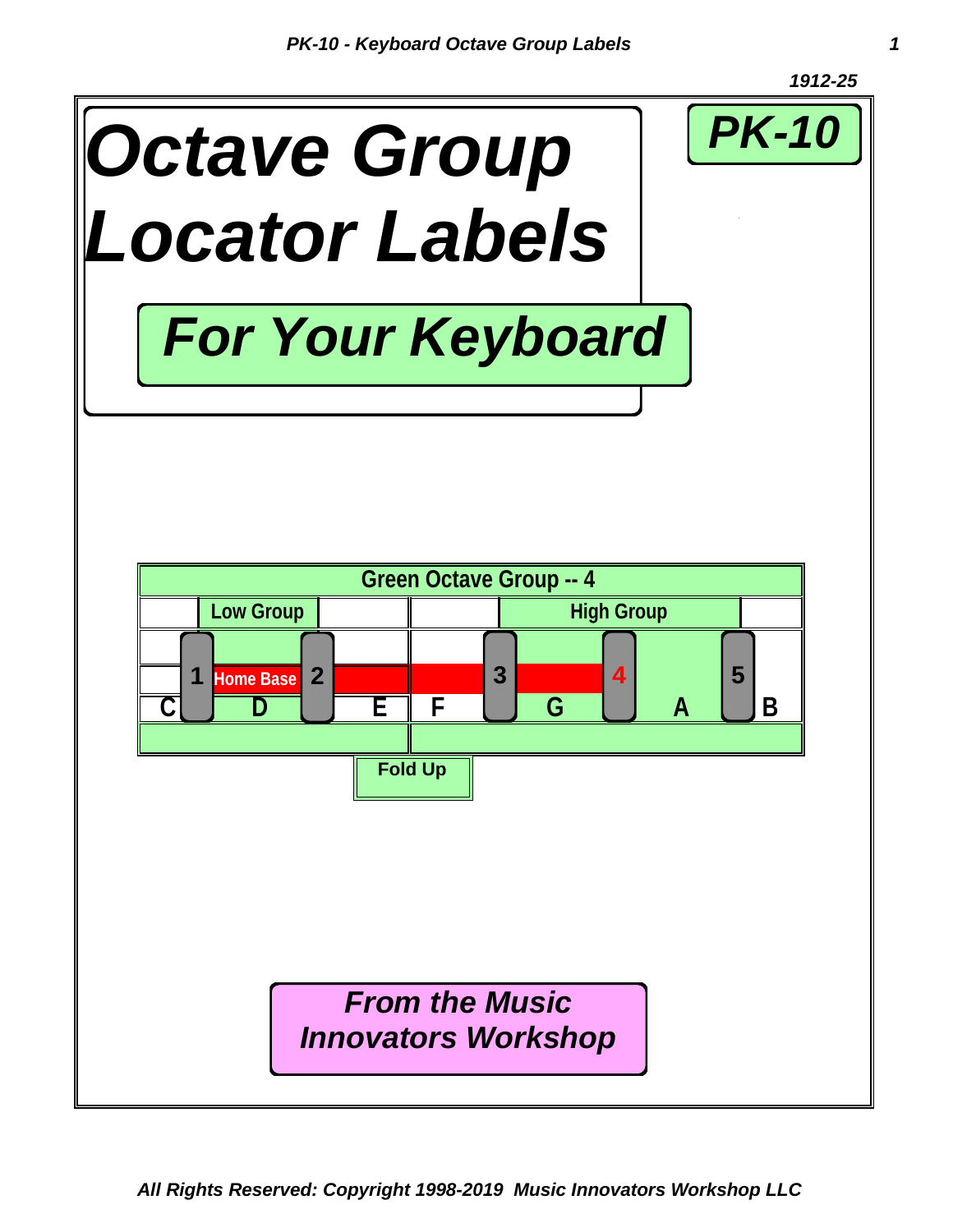1912-25

# Octave Group Locator Labels

## PK-10

## For Your Keyboard

**Green Octave Group -- 4**

| | Low Group | | | High Group | |
|---|---|---|---|---|---|

**1** Home Base **2** **3** **4** **5**

**C D E F G A B**

**Fold Up**

***From the Music Innovators Workshop***

*All Rights Reserved: Copyright 1998-2019 Music Innovators Workshop LLC*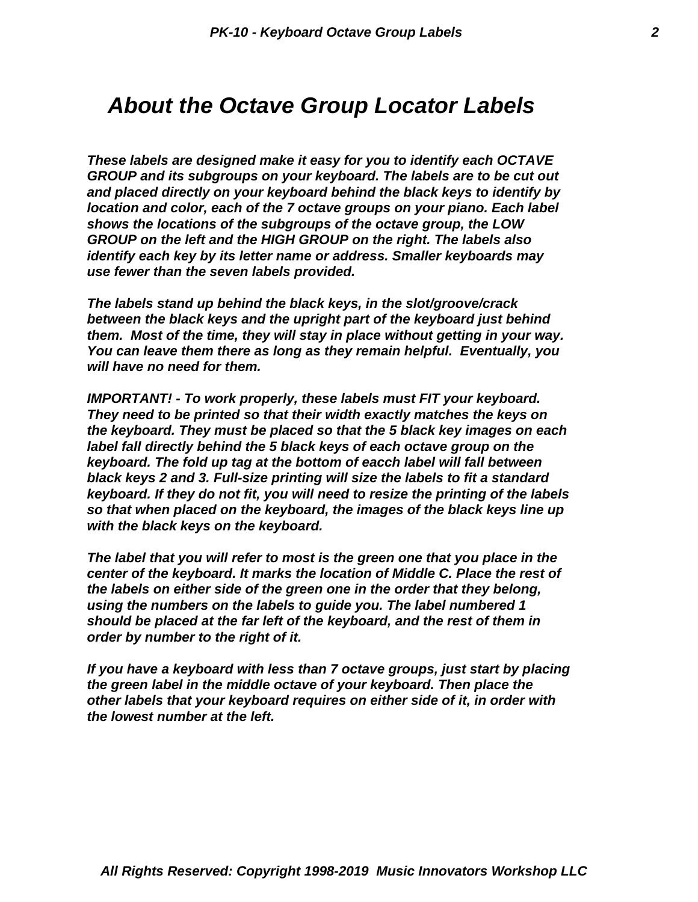## *About the Octave Group Locator Labels*

***These labels are designed make it easy for you to identify each OCTAVE GROUP and its subgroups on your keyboard. The labels are to be cut out and placed directly on your keyboard behind the black keys to identify by location and color, each of the 7 octave groups on your piano. Each label shows the locations of the subgroups of the octave group, the LOW GROUP on the left and the HIGH GROUP on the right. The labels also identify each key by its letter name or address. Smaller keyboards may use fewer than the seven labels provided.***

***The labels stand up behind the black keys, in the slot/groove/crack between the black keys and the upright part of the keyboard just behind them. Most of the time, they will stay in place without getting in your way. You can leave them there as long as they remain helpful. Eventually, you will have no need for them.***

***IMPORTANT! - To work properly, these labels must FIT your keyboard. They need to be printed so that their width exactly matches the keys on the keyboard. They must be placed so that the 5 black key images on each label fall directly behind the 5 black keys of each octave group on the keyboard. The fold up tag at the bottom of eacch label will fall between black keys 2 and 3. Full-size printing will size the labels to fit a standard keyboard. If they do not fit, you will need to resize the printing of the labels so that when placed on the keyboard, the images of the black keys line up with the black keys on the keyboard.***

***The label that you will refer to most is the green one that you place in the center of the keyboard. It marks the location of Middle C. Place the rest of the labels on either side of the green one in the order that they belong, using the numbers on the labels to guide you. The label numbered 1 should be placed at the far left of the keyboard, and the rest of them in order by number to the right of it.***

***If you have a keyboard with less than 7 octave groups, just start by placing the green label in the middle octave of your keyboard. Then place the other labels that your keyboard requires on either side of it, in order with the lowest number at the left.***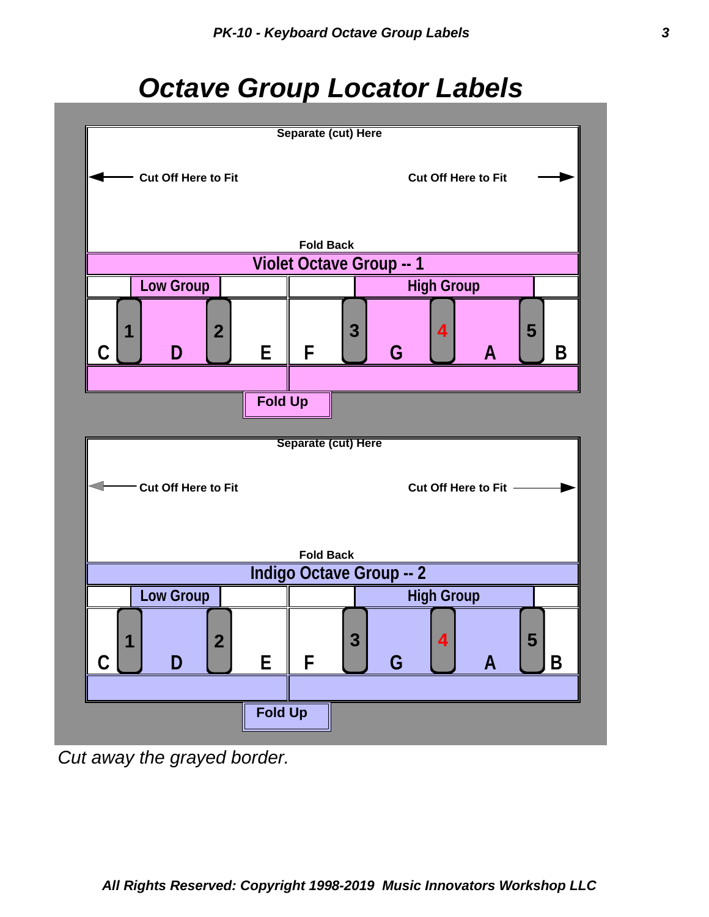# Octave Group Locator Labels

Separate (cut) Here

← Cut Off Here to Fit          Cut Off Here to Fit →

Fold Back

**Violet Octave Group -- 1**

| Low Group | | High Group | |
|---|---|---|---|

C 1 D 2 E F 3 G 4 A 5 B

Fold Up

Separate (cut) Here

← Cut Off Here to Fit          Cut Off Here to Fit →

Fold Back

**Indigo Octave Group -- 2**

| Low Group | | High Group | |
|---|---|---|---|

C 1 D 2 E F 3 G 4 A 5 B

Fold Up

*Cut away the grayed border.*

*All Rights Reserved: Copyright 1998-2019 Music Innovators Workshop LLC*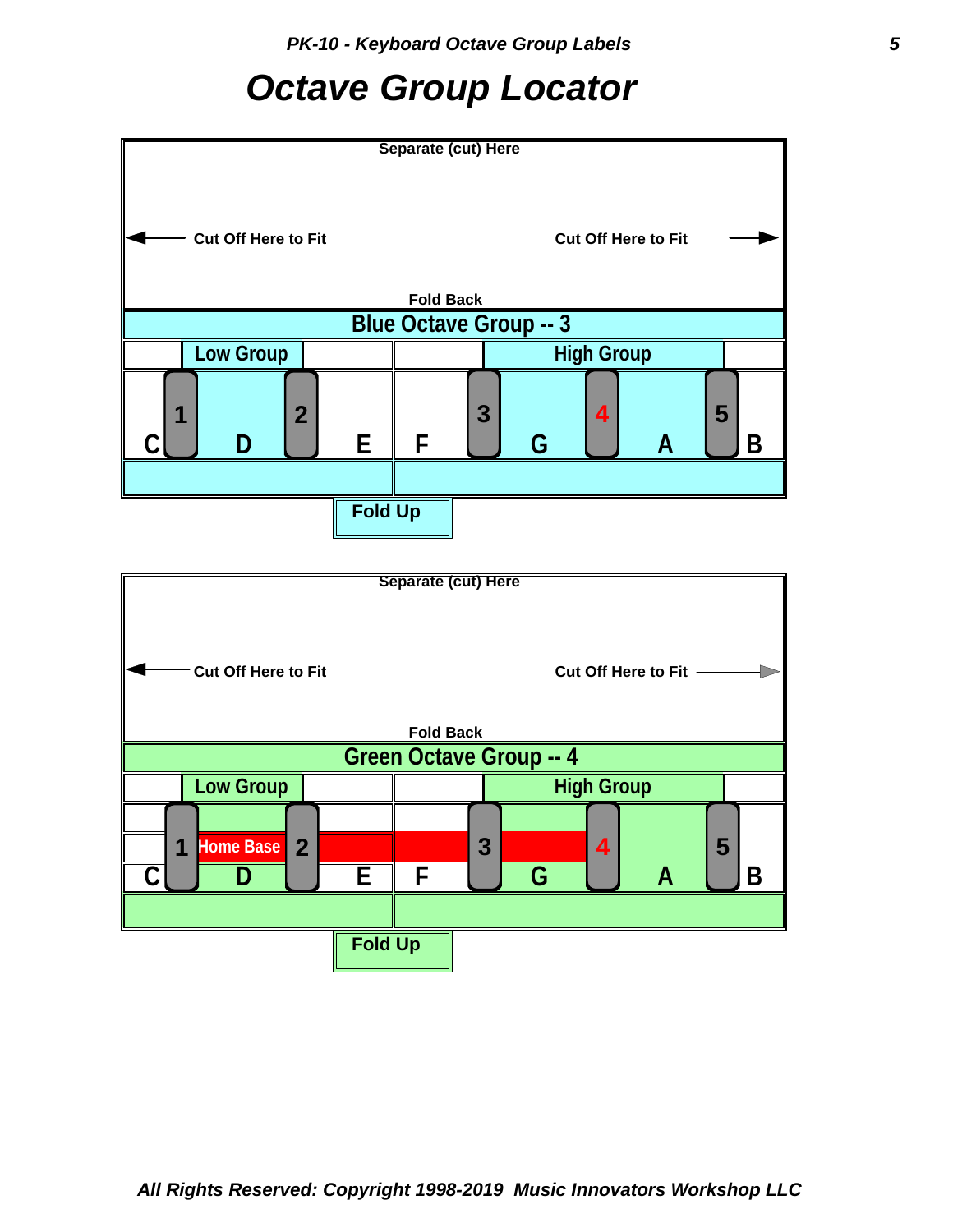# Octave Group Locator

Separate (cut) Here

← Cut Off Here to Fit　　　　　　Cut Off Here to Fit →

Fold Back

**Blue Octave Group -- 3**

| | Low Group | | | High Group | |
|---|---|---|---|---|---|

1　2　3　4　5

C　D　E　F　G　A　B

Fold Up

Separate (cut) Here

← Cut Off Here to Fit　　　　　　Cut Off Here to Fit →

Fold Back

**Green Octave Group -- 4**

| | Low Group | | | High Group | |
|---|---|---|---|---|---|

1　Home Base　2　3　4　5

C　D　E　F　G　A　B

Fold Up

*All Rights Reserved: Copyright 1998-2019 Music Innovators Workshop LLC*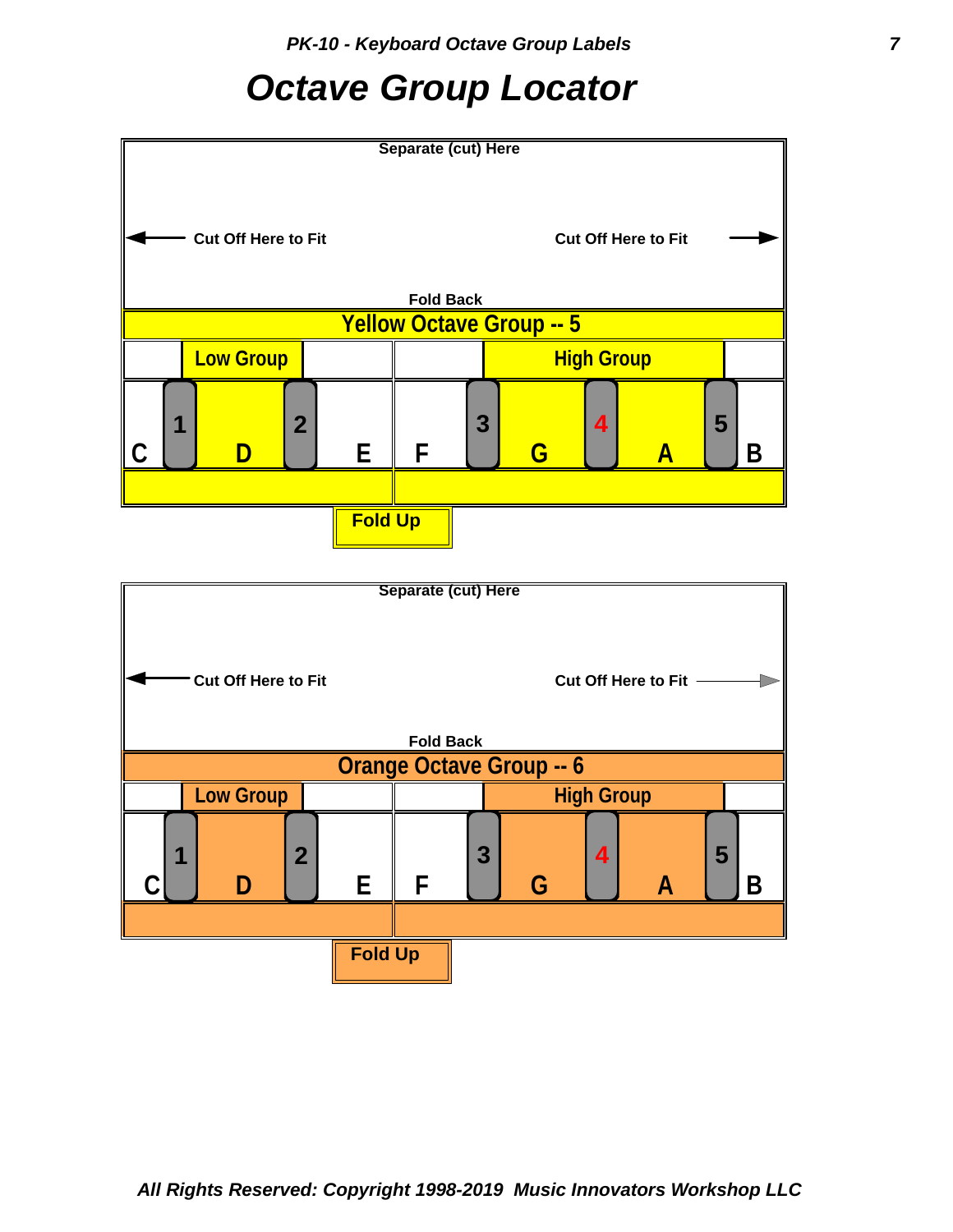# Octave Group Locator

Separate (cut) Here

← Cut Off Here to Fit                Cut Off Here to Fit →

Fold Back

**Yellow Octave Group -- 5**

| | Low Group | | | High Group | |
|---|---|---|---|---|---|

C 1 D 2 E F 3 G 4 A 5 B

Fold Up

Separate (cut) Here

← Cut Off Here to Fit                Cut Off Here to Fit →

Fold Back

**Orange Octave Group -- 6**

| | Low Group | | | High Group | |
|---|---|---|---|---|---|

C 1 D 2 E F 3 G 4 A 5 B

Fold Up

*All Rights Reserved: Copyright 1998-2019 Music Innovators Workshop LLC*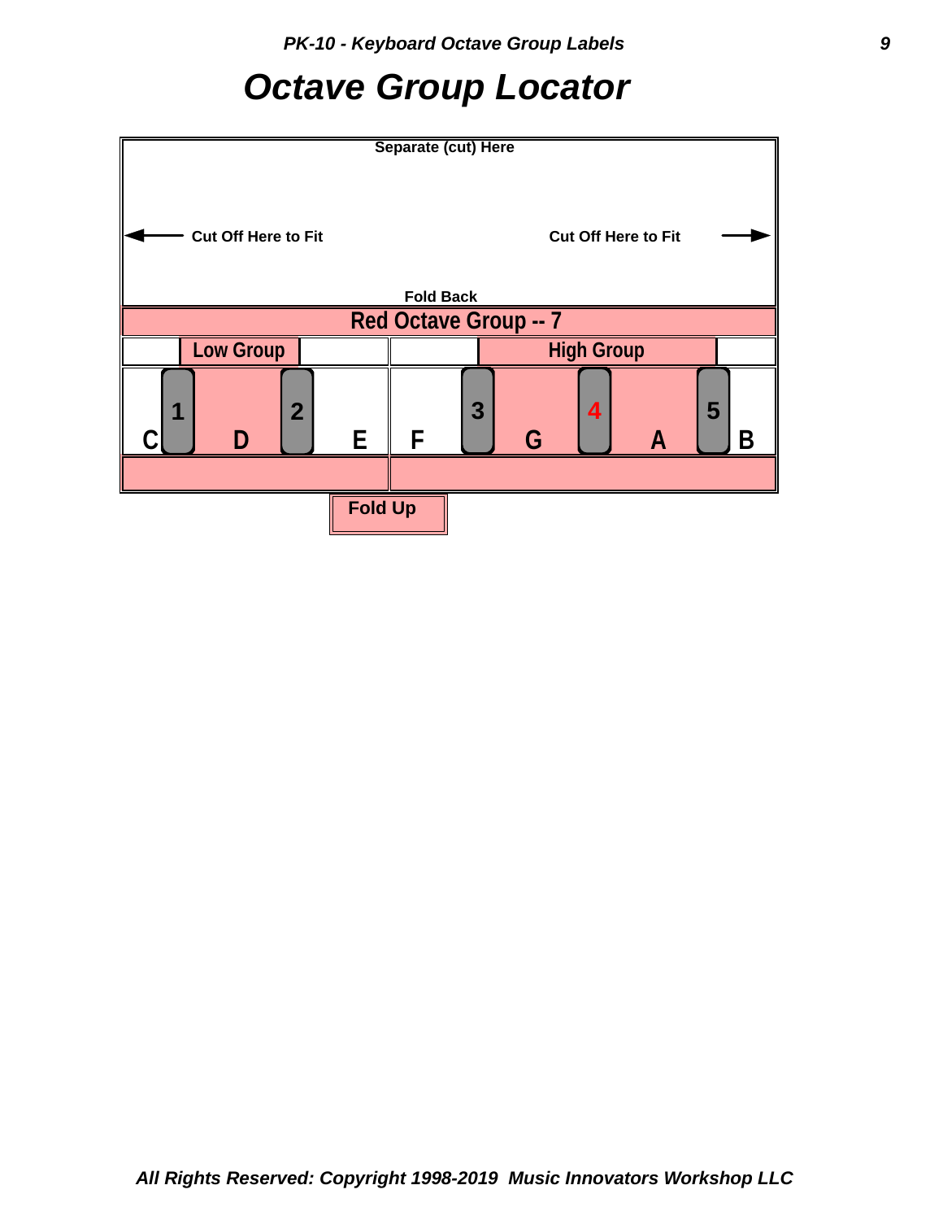# Octave Group Locator

Separate (cut) Here

Cut Off Here to Fit

Cut Off Here to Fit

Fold Back

Red Octave Group -- 7

Low Group

High Group

1 2 3 4 5

C D E F G A B

Fold Up

*All Rights Reserved: Copyright 1998-2019 Music Innovators Workshop LLC*